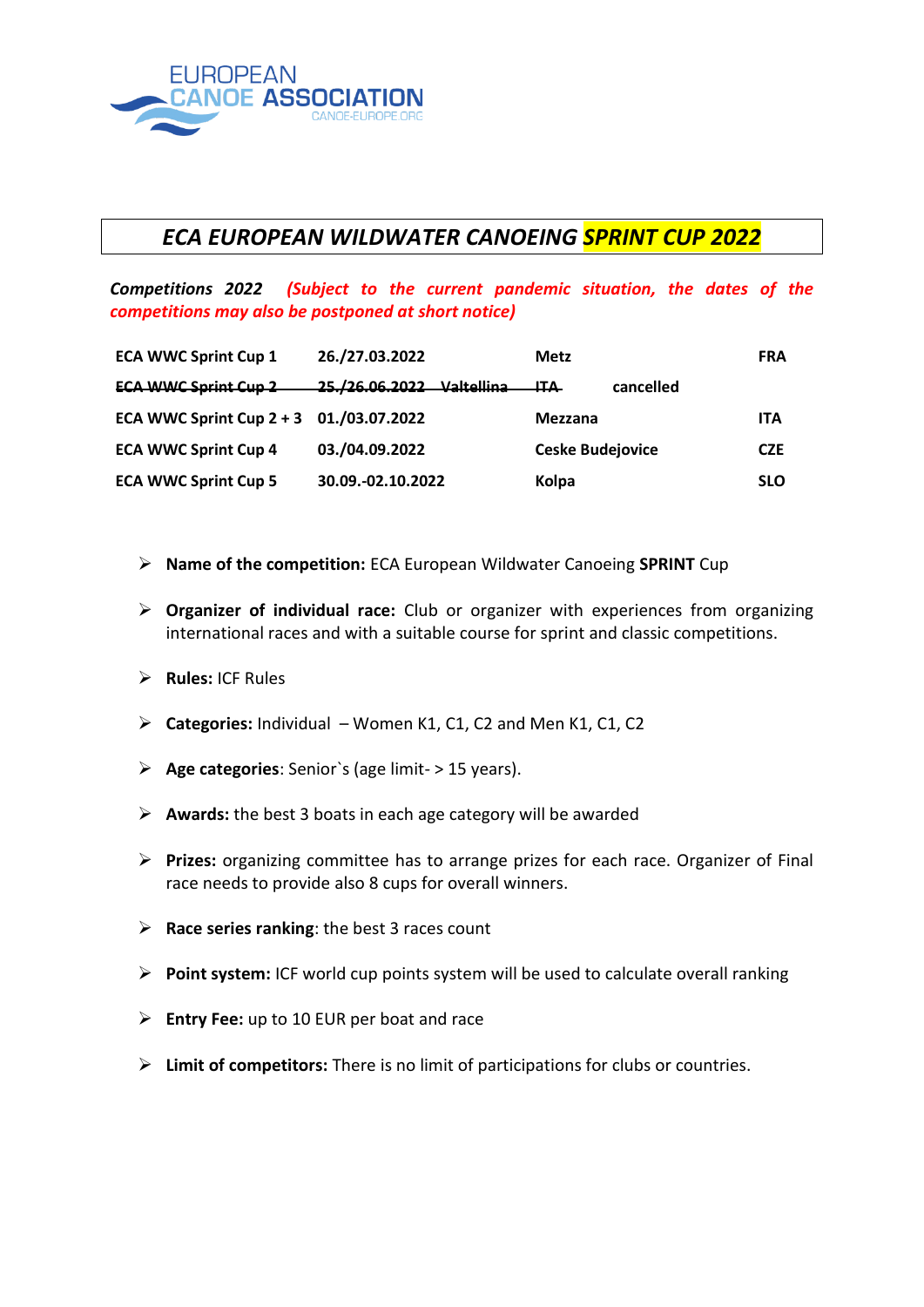EUROPEAN CANOE ASSOCIATION
CANOE-EUROPE.ORG

# ECA EUROPEAN WILDWATER CANOEING SPRINT CUP 2022

***Competitions 2022*** *(Subject to the current pandemic situation, the dates of the competitions may also be postponed at short notice)*

| | | | | |
|---|---|---|---|---|
| **ECA WWC Sprint Cup 1** | **26./27.03.2022** | **Metz** | | **FRA** |
| ~~**ECA WWC Sprint Cup 2**~~ | ~~**25./26.06.2022 Valtellina**~~ | ~~**ITA**~~ | **cancelled** | |
| **ECA WWC Sprint Cup 2 + 3** | **01./03.07.2022** | **Mezzana** | | **ITA** |
| **ECA WWC Sprint Cup 4** | **03./04.09.2022** | **Ceske Budejovice** | | **CZE** |
| **ECA WWC Sprint Cup 5** | **30.09.-02.10.2022** | **Kolpa** | | **SLO** |

- **Name of the competition:** ECA European Wildwater Canoeing **SPRINT** Cup
- **Organizer of individual race:** Club or organizer with experiences from organizing international races and with a suitable course for sprint and classic competitions.
- **Rules:** ICF Rules
- **Categories:** Individual – Women K1, C1, C2 and Men K1, C1, C2
- **Age categories**: Senior`s (age limit- > 15 years).
- **Awards:** the best 3 boats in each age category will be awarded
- **Prizes:** organizing committee has to arrange prizes for each race. Organizer of Final race needs to provide also 8 cups for overall winners.
- **Race series ranking**: the best 3 races count
- **Point system:** ICF world cup points system will be used to calculate overall ranking
- **Entry Fee:** up to 10 EUR per boat and race
- **Limit of competitors:** There is no limit of participations for clubs or countries.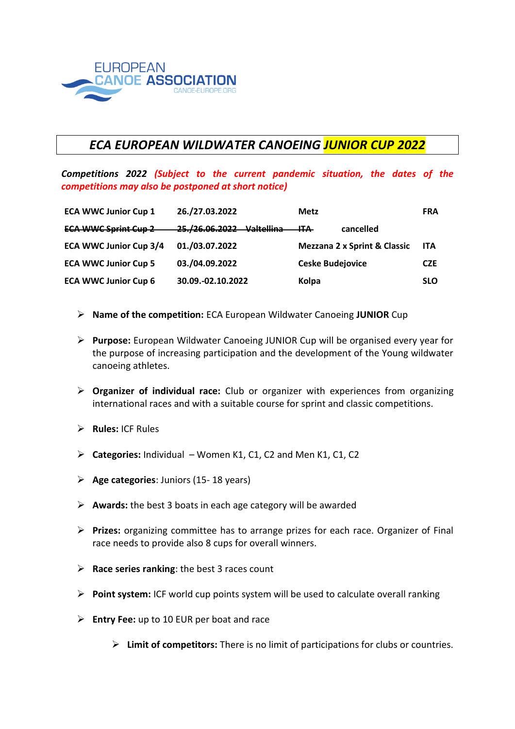# ECA EUROPEAN WILDWATER CANOEING JUNIOR CUP 2022

***Competitions 2022*** ***(Subject to the current pandemic situation, the dates of the competitions may also be postponed at short notice)***

| | | | |
|---|---|---|---|
| **ECA WWC Junior Cup 1** | **26./27.03.2022** | **Metz** | **FRA** |
| ~~**ECA WWC Sprint Cup 2**~~ | ~~**25./26.06.2022 Valtellina**~~ | ~~**ITA**~~ **cancelled** | |
| **ECA WWC Junior Cup 3/4** | **01./03.07.2022** | **Mezzana 2 x Sprint & Classic** | **ITA** |
| **ECA WWC Junior Cup 5** | **03./04.09.2022** | **Ceske Budejovice** | **CZE** |
| **ECA WWC Junior Cup 6** | **30.09.-02.10.2022** | **Kolpa** | **SLO** |

- **Name of the competition:** ECA European Wildwater Canoeing **JUNIOR** Cup
- **Purpose:** European Wildwater Canoeing JUNIOR Cup will be organised every year for the purpose of increasing participation and the development of the Young wildwater canoeing athletes.
- **Organizer of individual race:** Club or organizer with experiences from organizing international races and with a suitable course for sprint and classic competitions.
- **Rules:** ICF Rules
- **Categories:** Individual – Women K1, C1, C2 and Men K1, C1, C2
- **Age categories**: Juniors (15- 18 years)
- **Awards:** the best 3 boats in each age category will be awarded
- **Prizes:** organizing committee has to arrange prizes for each race. Organizer of Final race needs to provide also 8 cups for overall winners.
- **Race series ranking**: the best 3 races count
- **Point system:** ICF world cup points system will be used to calculate overall ranking
- **Entry Fee:** up to 10 EUR per boat and race
  - **Limit of competitors:** There is no limit of participations for clubs or countries.